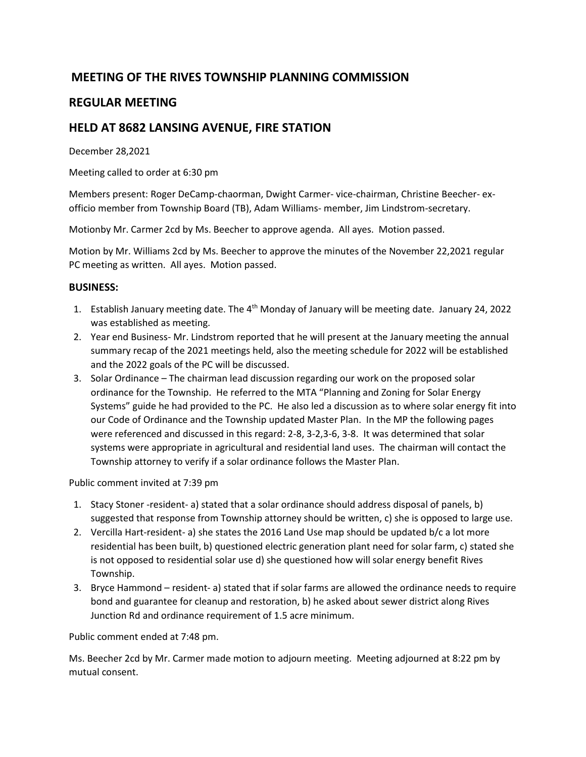# MEETING OF THE RIVES TOWNSHIP PLANNING COMMISSION

## REGULAR MEETING

## HELD AT 8682 LANSING AVENUE, FIRE STATION

December 28,2021

Meeting called to order at 6:30 pm

Members present: Roger DeCamp-chaorman, Dwight Carmer- vice-chairman, Christine Beecher- ex-officio member from Township Board (TB), Adam Williams- member, Jim Lindstrom-secretary.

Motionby Mr. Carmer 2cd by Ms. Beecher to approve agenda. All ayes. Motion passed.

Motion by Mr. Williams 2cd by Ms. Beecher to approve the minutes of the November 22,2021 regular PC meeting as written. All ayes. Motion passed.

### BUSINESS:

1. Establish January meeting date. The 4th Monday of January will be meeting date. January 24, 2022 was established as meeting.
2. Year end Business- Mr. Lindstrom reported that he will present at the January meeting the annual summary recap of the 2021 meetings held, also the meeting schedule for 2022 will be established and the 2022 goals of the PC will be discussed.
3. Solar Ordinance – The chairman lead discussion regarding our work on the proposed solar ordinance for the Township. He referred to the MTA "Planning and Zoning for Solar Energy Systems" guide he had provided to the PC. He also led a discussion as to where solar energy fit into our Code of Ordinance and the Township updated Master Plan. In the MP the following pages were referenced and discussed in this regard: 2-8, 3-2,3-6, 3-8. It was determined that solar systems were appropriate in agricultural and residential land uses. The chairman will contact the Township attorney to verify if a solar ordinance follows the Master Plan.

Public comment invited at 7:39 pm

1. Stacy Stoner -resident- a) stated that a solar ordinance should address disposal of panels, b) suggested that response from Township attorney should be written, c) she is opposed to large use.
2. Vercilla Hart-resident- a) she states the 2016 Land Use map should be updated b/c a lot more residential has been built, b) questioned electric generation plant need for solar farm, c) stated she is not opposed to residential solar use d) she questioned how will solar energy benefit Rives Township.
3. Bryce Hammond – resident- a) stated that if solar farms are allowed the ordinance needs to require bond and guarantee for cleanup and restoration, b) he asked about sewer district along Rives Junction Rd and ordinance requirement of 1.5 acre minimum.

Public comment ended at 7:48 pm.

Ms. Beecher 2cd by Mr. Carmer made motion to adjourn meeting. Meeting adjourned at 8:22 pm by mutual consent.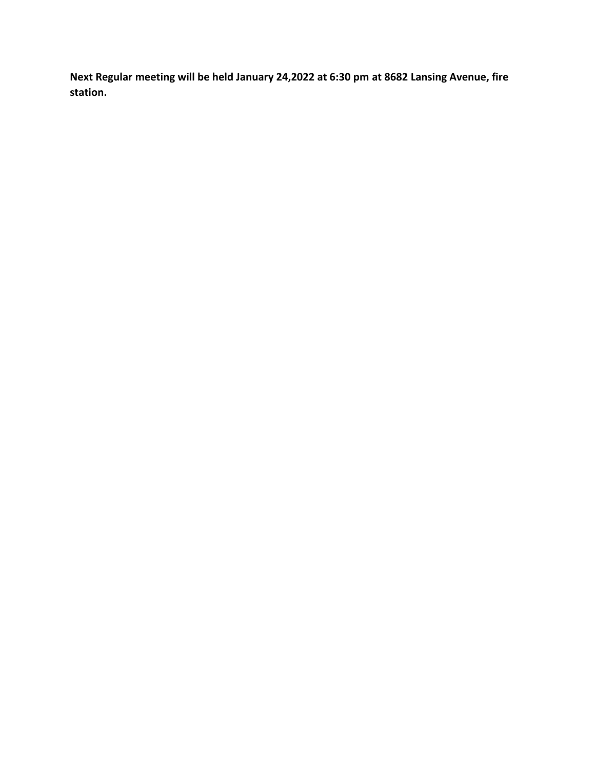**Next Regular meeting will be held January 24,2022 at 6:30 pm at 8682 Lansing Avenue, fire station.**